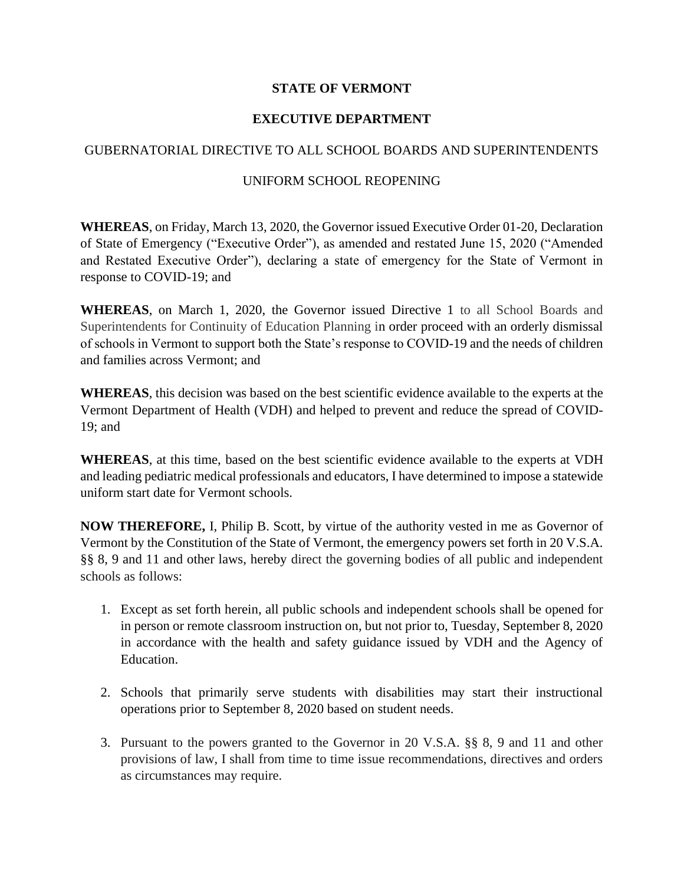**STATE OF VERMONT**

**EXECUTIVE DEPARTMENT**

GUBERNATORIAL DIRECTIVE TO ALL SCHOOL BOARDS AND SUPERINTENDENTS

UNIFORM SCHOOL REOPENING

**WHEREAS**, on Friday, March 13, 2020, the Governor issued Executive Order 01-20, Declaration of State of Emergency ("Executive Order"), as amended and restated June 15, 2020 ("Amended and Restated Executive Order"), declaring a state of emergency for the State of Vermont in response to COVID-19; and

**WHEREAS**, on March 1, 2020, the Governor issued Directive 1 to all School Boards and Superintendents for Continuity of Education Planning in order proceed with an orderly dismissal of schools in Vermont to support both the State's response to COVID-19 and the needs of children and families across Vermont; and

**WHEREAS**, this decision was based on the best scientific evidence available to the experts at the Vermont Department of Health (VDH) and helped to prevent and reduce the spread of COVID-19; and

**WHEREAS**, at this time, based on the best scientific evidence available to the experts at VDH and leading pediatric medical professionals and educators, I have determined to impose a statewide uniform start date for Vermont schools.

**NOW THEREFORE,** I, Philip B. Scott, by virtue of the authority vested in me as Governor of Vermont by the Constitution of the State of Vermont, the emergency powers set forth in 20 V.S.A. §§ 8, 9 and 11 and other laws, hereby direct the governing bodies of all public and independent schools as follows:

1. Except as set forth herein, all public schools and independent schools shall be opened for in person or remote classroom instruction on, but not prior to, Tuesday, September 8, 2020 in accordance with the health and safety guidance issued by VDH and the Agency of Education.

2. Schools that primarily serve students with disabilities may start their instructional operations prior to September 8, 2020 based on student needs.

3. Pursuant to the powers granted to the Governor in 20 V.S.A. §§ 8, 9 and 11 and other provisions of law, I shall from time to time issue recommendations, directives and orders as circumstances may require.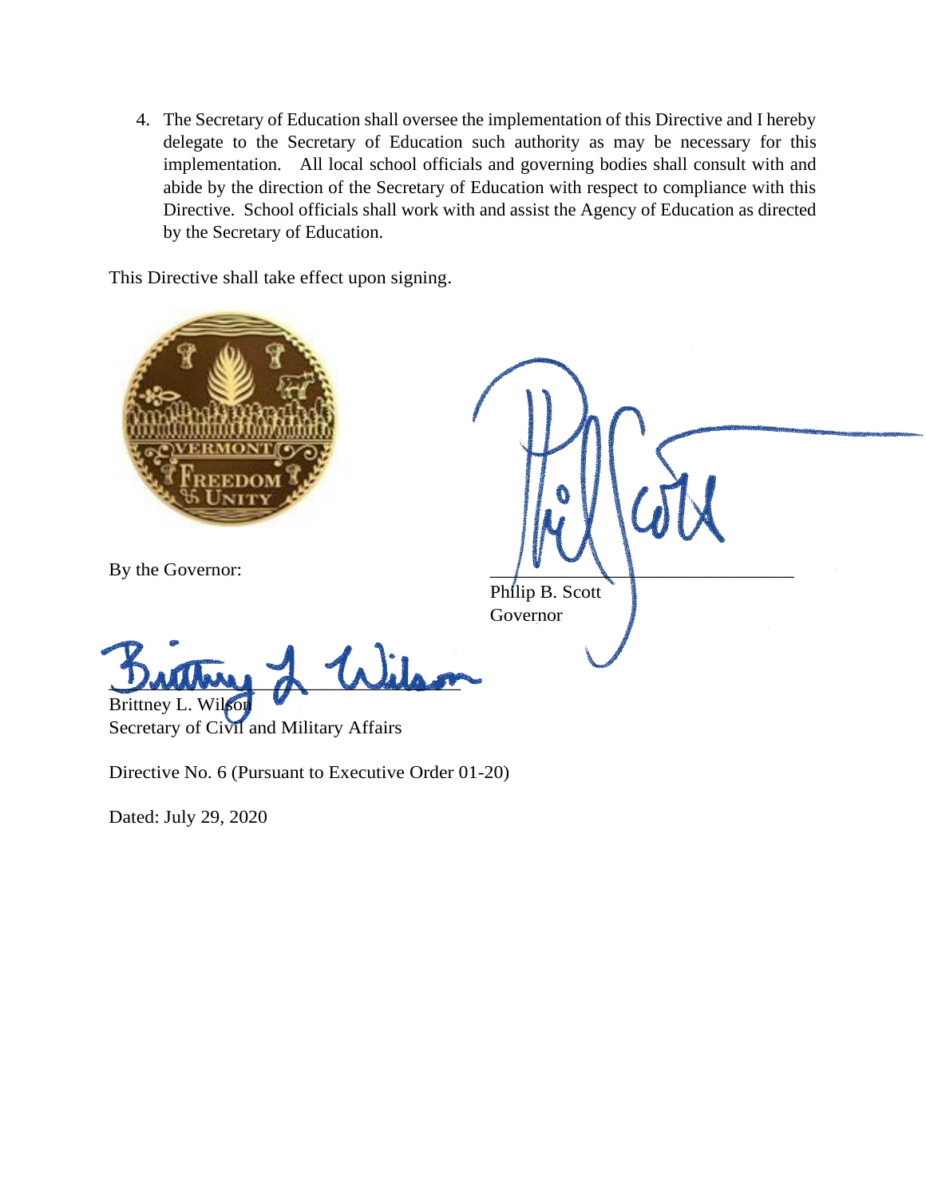4. The Secretary of Education shall oversee the implementation of this Directive and I hereby delegate to the Secretary of Education such authority as may be necessary for this implementation. All local school officials and governing bodies shall consult with and abide by the direction of the Secretary of Education with respect to compliance with this Directive. School officials shall work with and assist the Agency of Education as directed by the Secretary of Education.

This Directive shall take effect upon signing.

By the Governor:

Philip B. Scott
Governor

Brittney L. Wilson
Secretary of Civil and Military Affairs

Directive No. 6 (Pursuant to Executive Order 01-20)

Dated: July 29, 2020